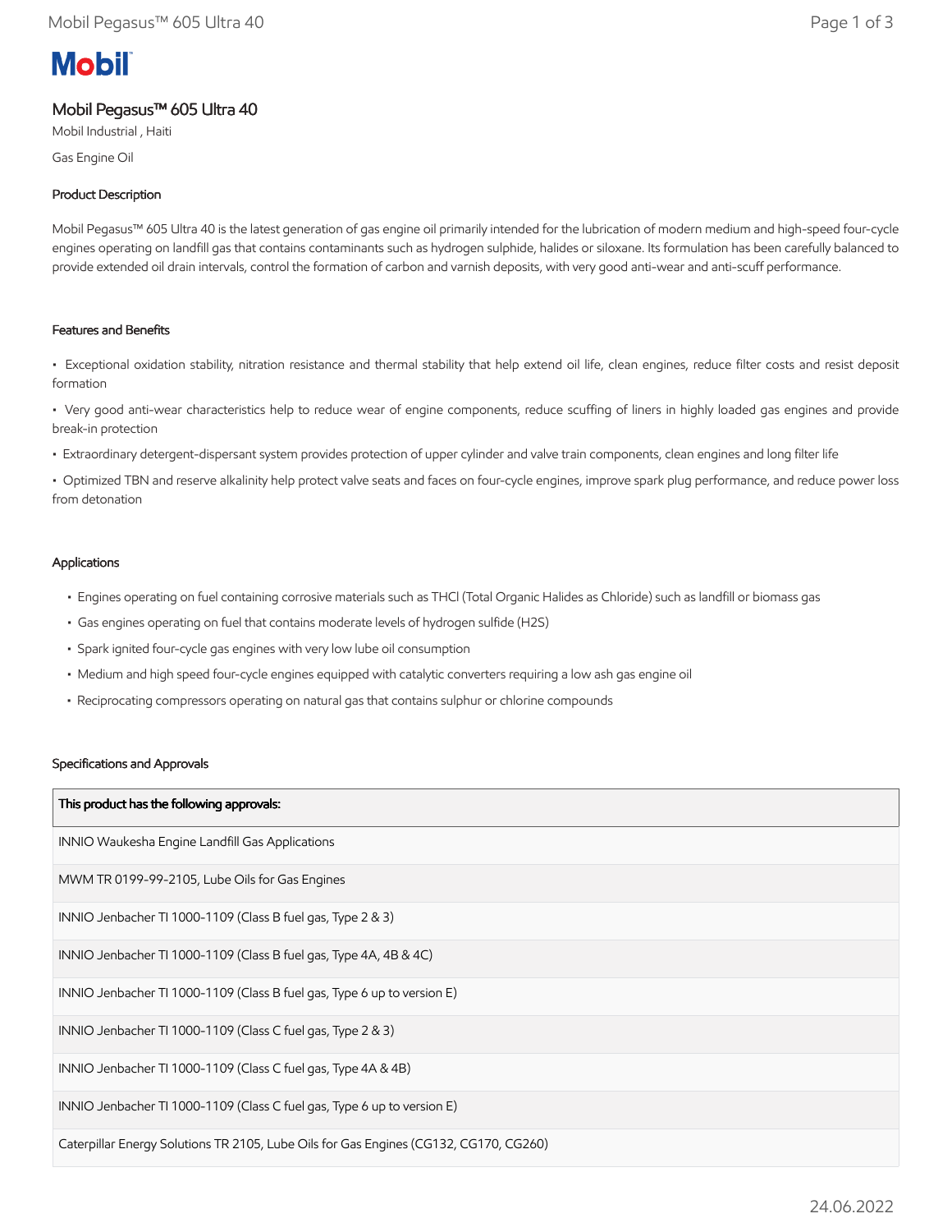# Mobil

## Mobil Pegasus™ 605 Ultra 40

Mobil Industrial , Haiti

Gas Engine Oil

### Product Description

Mobil Pegasus™ 605 Ultra 40 is the latest generation of gas engine oil primarily intended for the lubrication of modern medium and high-speed four-cycle engines operating on landfill gas that contains contaminants such as hydrogen sulphide, halides or siloxane. Its formulation has been carefully balanced to provide extended oil drain intervals, control the formation of carbon and varnish deposits, with very good anti-wear and anti-scuff performance.

### Features and Benefits

- Exceptional oxidation stability, nitration resistance and thermal stability that help extend oil life, clean engines, reduce filter costs and resist deposit formation
- Very good anti-wear characteristics help to reduce wear of engine components, reduce scuffing of liners in highly loaded gas engines and provide break-in protection
- Extraordinary detergent-dispersant system provides protection of upper cylinder and valve train components, clean engines and long filter life
- Optimized TBN and reserve alkalinity help protect valve seats and faces on four-cycle engines, improve spark plug performance, and reduce power loss from detonation

### Applications

- Engines operating on fuel containing corrosive materials such as THCl (Total Organic Halides as Chloride) such as landfill or biomass gas
- Gas engines operating on fuel that contains moderate levels of hydrogen sulfide ($H_2S$)
- Spark ignited four-cycle gas engines with very low lube oil consumption
- Medium and high speed four-cycle engines equipped with catalytic converters requiring a low ash gas engine oil
- Reciprocating compressors operating on natural gas that contains sulphur or chlorine compounds

### Specifications and Approvals

| This product has the following approvals: |
|---|
| INNIO Waukesha Engine Landfill Gas Applications |
| MWM TR 0199-99-2105, Lube Oils for Gas Engines |
| INNIO Jenbacher TI 1000-1109 (Class B fuel gas, Type 2 & 3) |
| INNIO Jenbacher TI 1000-1109 (Class B fuel gas, Type 4A, 4B & 4C) |
| INNIO Jenbacher TI 1000-1109 (Class B fuel gas, Type 6 up to version E) |
| INNIO Jenbacher TI 1000-1109 (Class C fuel gas, Type 2 & 3) |
| INNIO Jenbacher TI 1000-1109 (Class C fuel gas, Type 4A & 4B) |
| INNIO Jenbacher TI 1000-1109 (Class C fuel gas, Type 6 up to version E) |
| Caterpillar Energy Solutions TR 2105, Lube Oils for Gas Engines (CG132, CG170, CG260) |

24.06.2022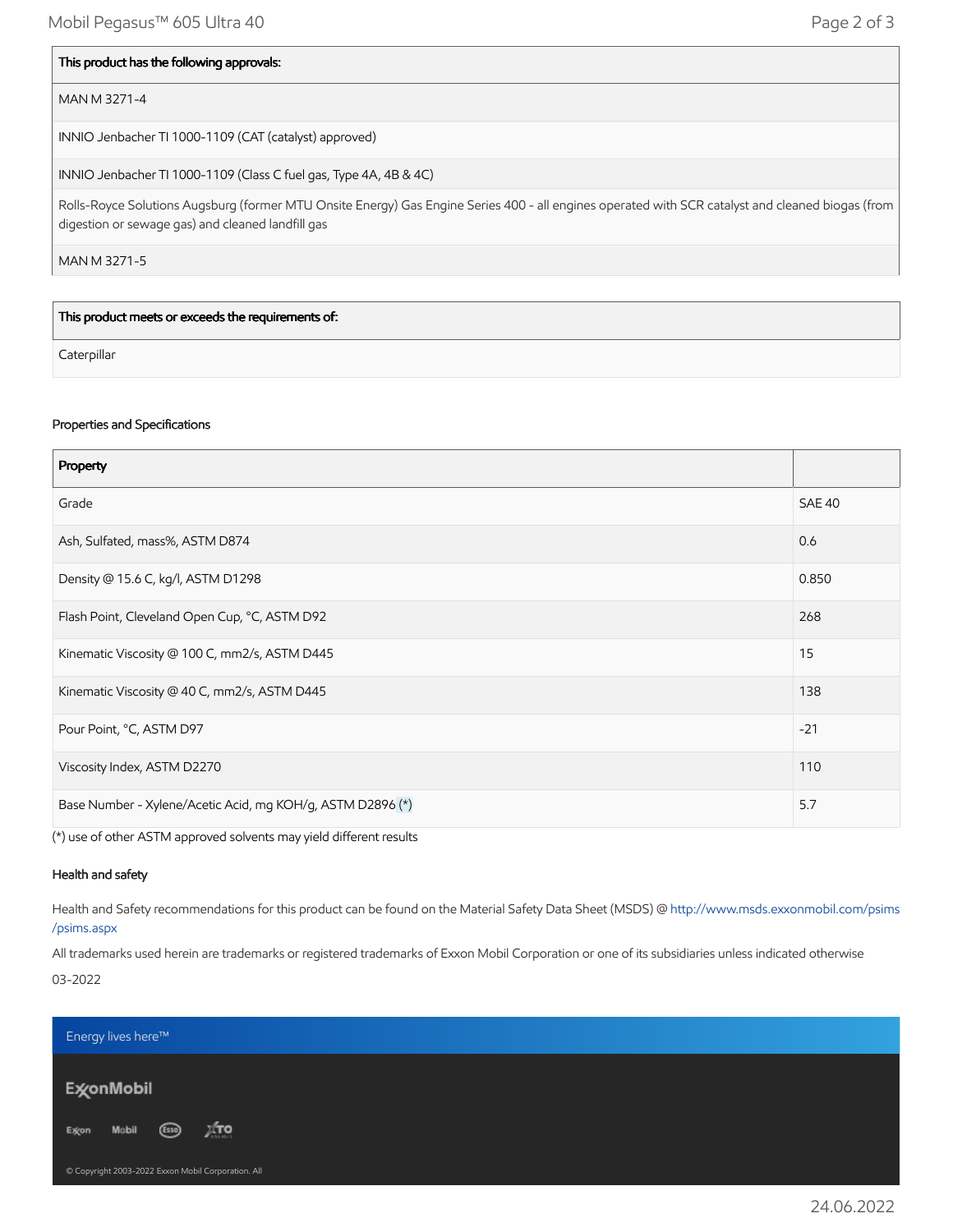| This product has the following approvals: |
| --- |
| MAN M 3271-4 |
| INNIO Jenbacher TI 1000-1109 (CAT (catalyst) approved) |
| INNIO Jenbacher TI 1000-1109 (Class C fuel gas, Type 4A, 4B & 4C) |
| Rolls-Royce Solutions Augsburg (former MTU Onsite Energy) Gas Engine Series 400 - all engines operated with SCR catalyst and cleaned biogas (from digestion or sewage gas) and cleaned landfill gas |
| MAN M 3271-5 |

| This product meets or exceeds the requirements of: |
| --- |
| Caterpillar |

### Properties and Specifications

| Property | |
| --- | --- |
| Grade | SAE 40 |
| Ash, Sulfated, mass%, ASTM D874 | 0.6 |
| Density @ 15.6 C, kg/l, ASTM D1298 | 0.850 |
| Flash Point, Cleveland Open Cup, °C, ASTM D92 | 268 |
| Kinematic Viscosity @ 100 C, mm2/s, ASTM D445 | 15 |
| Kinematic Viscosity @ 40 C, mm2/s, ASTM D445 | 138 |
| Pour Point, °C, ASTM D97 | -21 |
| Viscosity Index, ASTM D2270 | 110 |
| Base Number - Xylene/Acetic Acid, mg KOH/g, ASTM D2896 (*) | 5.7 |

(*) use of other ASTM approved solvents may yield different results

### Health and safety

Health and Safety recommendations for this product can be found on the Material Safety Data Sheet (MSDS) @ http://www.msds.exxonmobil.com/psims/psims.aspx

All trademarks used herein are trademarks or registered trademarks of Exxon Mobil Corporation or one of its subsidiaries unless indicated otherwise

03-2022

Energy lives here™

ExxonMobil

Exxon Mobil Esso XTO

© Copyright 2003-2022 Exxon Mobil Corporation. All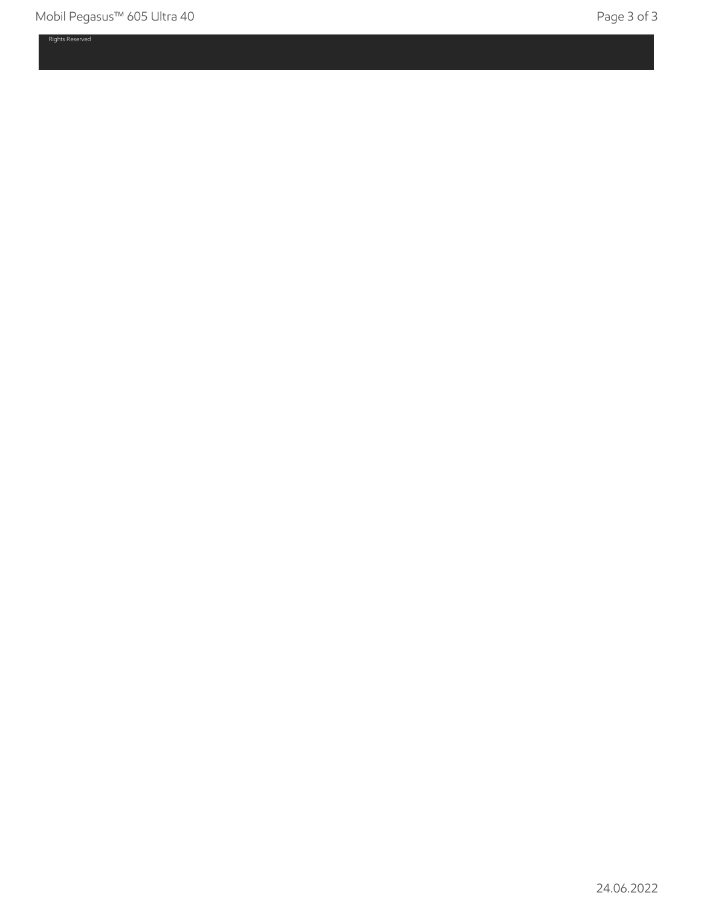Rights Reserved